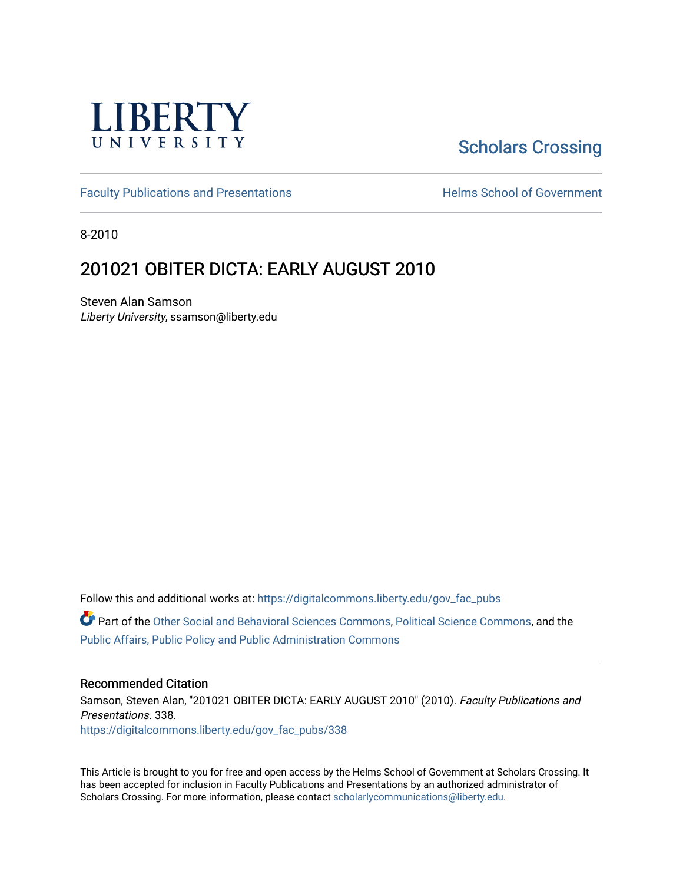LIBERTY UNIVERSITY

Scholars Crossing

Faculty Publications and Presentations

Helms School of Government

8-2010

# 201021 OBITER DICTA: EARLY AUGUST 2010

Steven Alan Samson
*Liberty University*, ssamson@liberty.edu

Follow this and additional works at: https://digitalcommons.liberty.edu/gov_fac_pubs

Part of the Other Social and Behavioral Sciences Commons, Political Science Commons, and the Public Affairs, Public Policy and Public Administration Commons

## Recommended Citation

Samson, Steven Alan, "201021 OBITER DICTA: EARLY AUGUST 2010" (2010). *Faculty Publications and Presentations*. 338.
https://digitalcommons.liberty.edu/gov_fac_pubs/338

This Article is brought to you for free and open access by the Helms School of Government at Scholars Crossing. It has been accepted for inclusion in Faculty Publications and Presentations by an authorized administrator of Scholars Crossing. For more information, please contact scholarlycommunications@liberty.edu.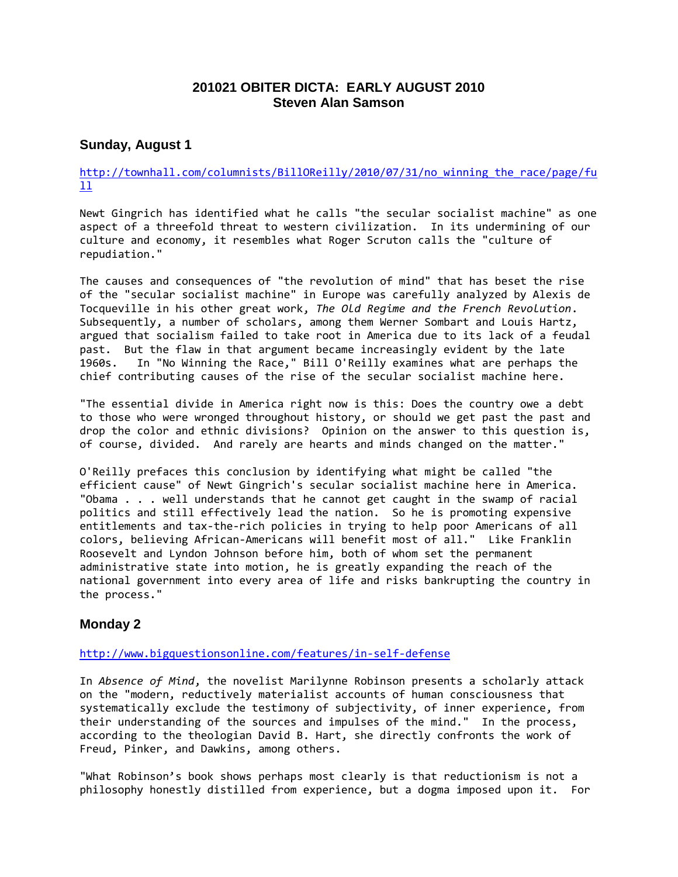# 201021 OBITER DICTA: EARLY AUGUST 2010
**Steven Alan Samson**

## Sunday, August 1

http://townhall.com/columnists/BillOReilly/2010/07/31/no_winning_the_race/page/full

Newt Gingrich has identified what he calls "the secular socialist machine" as one aspect of a threefold threat to western civilization. In its undermining of our culture and economy, it resembles what Roger Scruton calls the "culture of repudiation."

The causes and consequences of "the revolution of mind" that has beset the rise of the "secular socialist machine" in Europe was carefully analyzed by Alexis de Tocqueville in his other great work, *The Old Regime and the French Revolution*. Subsequently, a number of scholars, among them Werner Sombart and Louis Hartz, argued that socialism failed to take root in America due to its lack of a feudal past. But the flaw in that argument became increasingly evident by the late 1960s. In "No Winning the Race," Bill O'Reilly examines what are perhaps the chief contributing causes of the rise of the secular socialist machine here.

"The essential divide in America right now is this: Does the country owe a debt to those who were wronged throughout history, or should we get past the past and drop the color and ethnic divisions? Opinion on the answer to this question is, of course, divided. And rarely are hearts and minds changed on the matter."

O'Reilly prefaces this conclusion by identifying what might be called "the efficient cause" of Newt Gingrich's secular socialist machine here in America. "Obama . . . well understands that he cannot get caught in the swamp of racial politics and still effectively lead the nation. So he is promoting expensive entitlements and tax-the-rich policies in trying to help poor Americans of all colors, believing African-Americans will benefit most of all." Like Franklin Roosevelt and Lyndon Johnson before him, both of whom set the permanent administrative state into motion, he is greatly expanding the reach of the national government into every area of life and risks bankrupting the country in the process."

## Monday 2

http://www.bigquestionsonline.com/features/in-self-defense

In *Absence of Mind*, the novelist Marilynne Robinson presents a scholarly attack on the "modern, reductively materialist accounts of human consciousness that systematically exclude the testimony of subjectivity, of inner experience, from their understanding of the sources and impulses of the mind." In the process, according to the theologian David B. Hart, she directly confronts the work of Freud, Pinker, and Dawkins, among others.

"What Robinson's book shows perhaps most clearly is that reductionism is not a philosophy honestly distilled from experience, but a dogma imposed upon it. For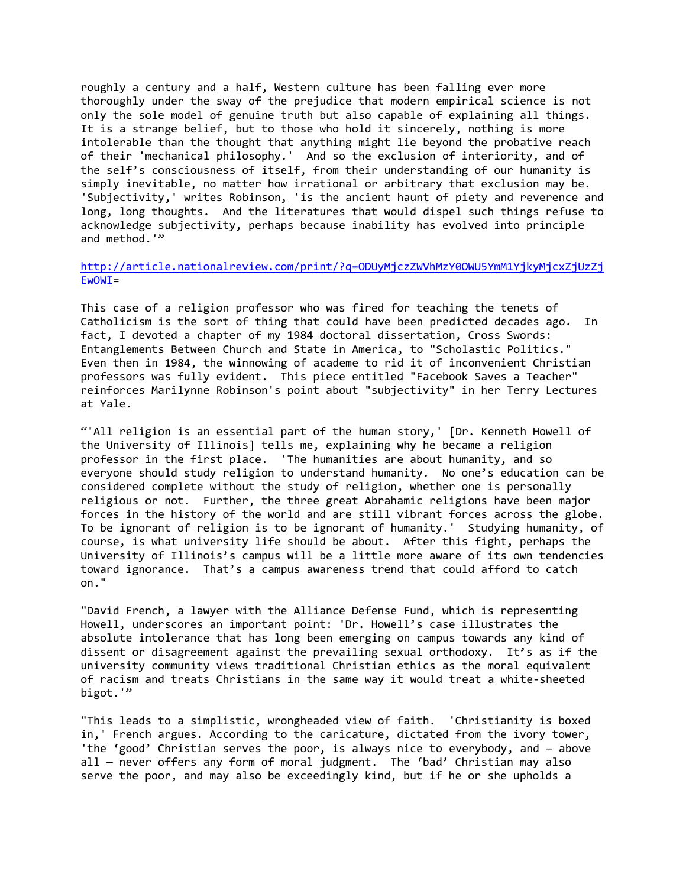roughly a century and a half, Western culture has been falling ever more thoroughly under the sway of the prejudice that modern empirical science is not only the sole model of genuine truth but also capable of explaining all things. It is a strange belief, but to those who hold it sincerely, nothing is more intolerable than the thought that anything might lie beyond the probative reach of their 'mechanical philosophy.' And so the exclusion of interiority, and of the self's consciousness of itself, from their understanding of our humanity is simply inevitable, no matter how irrational or arbitrary that exclusion may be. 'Subjectivity,' writes Robinson, 'is the ancient haunt of piety and reverence and long, long thoughts. And the literatures that would dispel such things refuse to acknowledge subjectivity, perhaps because inability has evolved into principle and method.'"

[http://article.nationalreview.com/print/?q=ODUyMjczZWVhMzY0OWU5YmM1YjkyMjcxZjUzZjEwOWI](http://article.nationalreview.com/print/?q=ODUyMjczZWVhMzY0OWU5YmM1YjkyMjcxZjUzZjEwOWI)=

This case of a religion professor who was fired for teaching the tenets of Catholicism is the sort of thing that could have been predicted decades ago. In fact, I devoted a chapter of my 1984 doctoral dissertation, Cross Swords: Entanglements Between Church and State in America, to "Scholastic Politics." Even then in 1984, the winnowing of academe to rid it of inconvenient Christian professors was fully evident. This piece entitled "Facebook Saves a Teacher" reinforces Marilynne Robinson's point about "subjectivity" in her Terry Lectures at Yale.

"'All religion is an essential part of the human story,' [Dr. Kenneth Howell of the University of Illinois] tells me, explaining why he became a religion professor in the first place. 'The humanities are about humanity, and so everyone should study religion to understand humanity. No one's education can be considered complete without the study of religion, whether one is personally religious or not. Further, the three great Abrahamic religions have been major forces in the history of the world and are still vibrant forces across the globe. To be ignorant of religion is to be ignorant of humanity.' Studying humanity, of course, is what university life should be about. After this fight, perhaps the University of Illinois's campus will be a little more aware of its own tendencies toward ignorance. That's a campus awareness trend that could afford to catch on."

"David French, a lawyer with the Alliance Defense Fund, which is representing Howell, underscores an important point: 'Dr. Howell's case illustrates the absolute intolerance that has long been emerging on campus towards any kind of dissent or disagreement against the prevailing sexual orthodoxy. It's as if the university community views traditional Christian ethics as the moral equivalent of racism and treats Christians in the same way it would treat a white-sheeted bigot.'"

"This leads to a simplistic, wrongheaded view of faith. 'Christianity is boxed in,' French argues. According to the caricature, dictated from the ivory tower, 'the 'good' Christian serves the poor, is always nice to everybody, and — above all — never offers any form of moral judgment. The 'bad' Christian may also serve the poor, and may also be exceedingly kind, but if he or she upholds a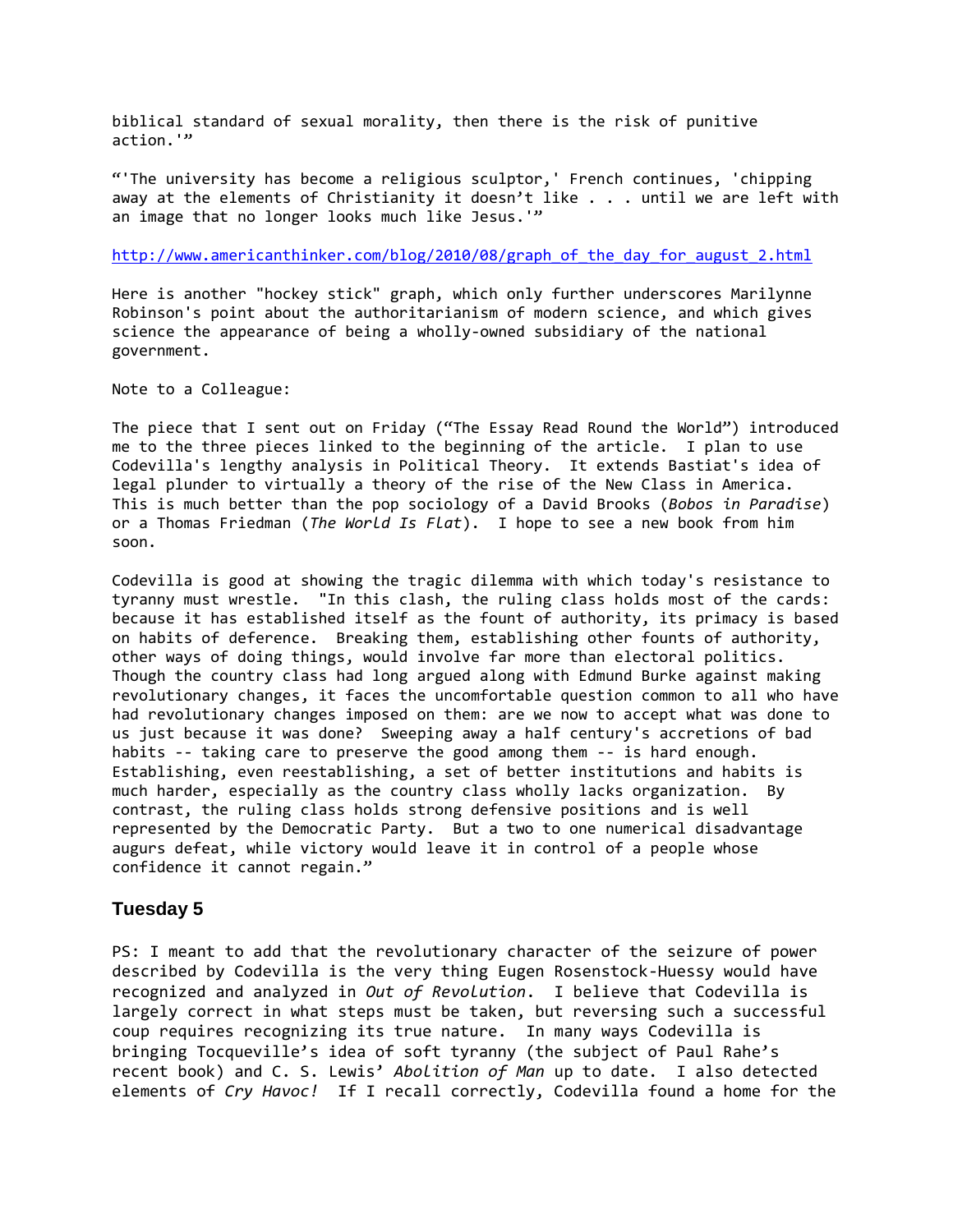biblical standard of sexual morality, then there is the risk of punitive action.'"

"'The university has become a religious sculptor,' French continues, 'chipping away at the elements of Christianity it doesn't like . . . until we are left with an image that no longer looks much like Jesus.'"

http://www.americanthinker.com/blog/2010/08/graph_of_the_day_for_august_2.html

Here is another "hockey stick" graph, which only further underscores Marilynne Robinson's point about the authoritarianism of modern science, and which gives science the appearance of being a wholly-owned subsidiary of the national government.

Note to a Colleague:

The piece that I sent out on Friday ("The Essay Read Round the World") introduced me to the three pieces linked to the beginning of the article. I plan to use Codevilla's lengthy analysis in Political Theory. It extends Bastiat's idea of legal plunder to virtually a theory of the rise of the New Class in America. This is much better than the pop sociology of a David Brooks (*Bobos in Paradise*) or a Thomas Friedman (*The World Is Flat*). I hope to see a new book from him soon.

Codevilla is good at showing the tragic dilemma with which today's resistance to tyranny must wrestle. "In this clash, the ruling class holds most of the cards: because it has established itself as the fount of authority, its primacy is based on habits of deference. Breaking them, establishing other founts of authority, other ways of doing things, would involve far more than electoral politics. Though the country class had long argued along with Edmund Burke against making revolutionary changes, it faces the uncomfortable question common to all who have had revolutionary changes imposed on them: are we now to accept what was done to us just because it was done? Sweeping away a half century's accretions of bad habits -- taking care to preserve the good among them -- is hard enough. Establishing, even reestablishing, a set of better institutions and habits is much harder, especially as the country class wholly lacks organization. By contrast, the ruling class holds strong defensive positions and is well represented by the Democratic Party. But a two to one numerical disadvantage augurs defeat, while victory would leave it in control of a people whose confidence it cannot regain."

## Tuesday 5

PS: I meant to add that the revolutionary character of the seizure of power described by Codevilla is the very thing Eugen Rosenstock-Huessy would have recognized and analyzed in *Out of Revolution*. I believe that Codevilla is largely correct in what steps must be taken, but reversing such a successful coup requires recognizing its true nature. In many ways Codevilla is bringing Tocqueville's idea of soft tyranny (the subject of Paul Rahe's recent book) and C. S. Lewis' *Abolition of Man* up to date. I also detected elements of *Cry Havoc!* If I recall correctly, Codevilla found a home for the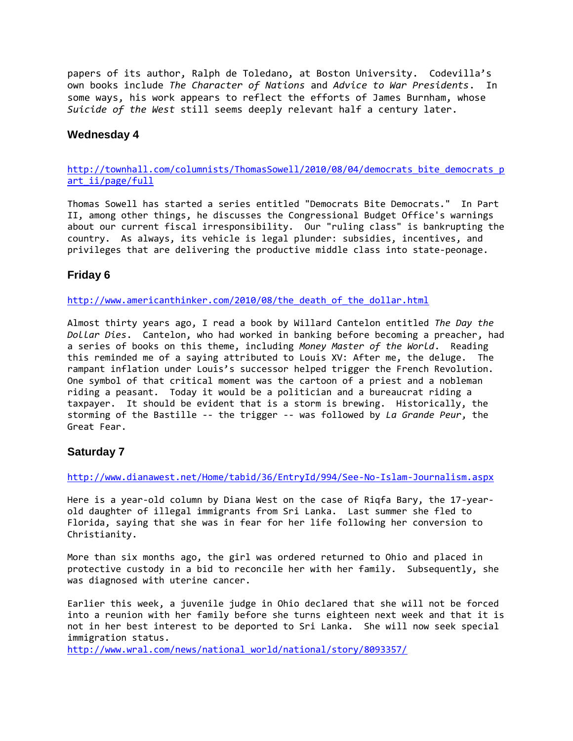papers of its author, Ralph de Toledano, at Boston University. Codevilla's own books include *The Character of Nations* and *Advice to War Presidents*. In some ways, his work appears to reflect the efforts of James Burnham, whose *Suicide of the West* still seems deeply relevant half a century later.

## Wednesday 4

http://townhall.com/columnists/ThomasSowell/2010/08/04/democrats_bite_democrats_part_ii/page/full

Thomas Sowell has started a series entitled "Democrats Bite Democrats." In Part II, among other things, he discusses the Congressional Budget Office's warnings about our current fiscal irresponsibility. Our "ruling class" is bankrupting the country. As always, its vehicle is legal plunder: subsidies, incentives, and privileges that are delivering the productive middle class into state-peonage.

## Friday 6

http://www.americanthinker.com/2010/08/the_death_of_the_dollar.html

Almost thirty years ago, I read a book by Willard Cantelon entitled *The Day the Dollar Dies*. Cantelon, who had worked in banking before becoming a preacher, had a series of books on this theme, including *Money Master of the World*. Reading this reminded me of a saying attributed to Louis XV: After me, the deluge. The rampant inflation under Louis's successor helped trigger the French Revolution. One symbol of that critical moment was the cartoon of a priest and a nobleman riding a peasant. Today it would be a politician and a bureaucrat riding a taxpayer. It should be evident that is a storm is brewing. Historically, the storming of the Bastille -- the trigger -- was followed by *La Grande Peur*, the Great Fear.

## Saturday 7

http://www.dianawest.net/Home/tabid/36/EntryId/994/See-No-Islam-Journalism.aspx

Here is a year-old column by Diana West on the case of Riqfa Bary, the 17-year-old daughter of illegal immigrants from Sri Lanka. Last summer she fled to Florida, saying that she was in fear for her life following her conversion to Christianity.

More than six months ago, the girl was ordered returned to Ohio and placed in protective custody in a bid to reconcile her with her family. Subsequently, she was diagnosed with uterine cancer.

Earlier this week, a juvenile judge in Ohio declared that she will not be forced into a reunion with her family before she turns eighteen next week and that it is not in her best interest to be deported to Sri Lanka. She will now seek special immigration status.
http://www.wral.com/news/national_world/national/story/8093357/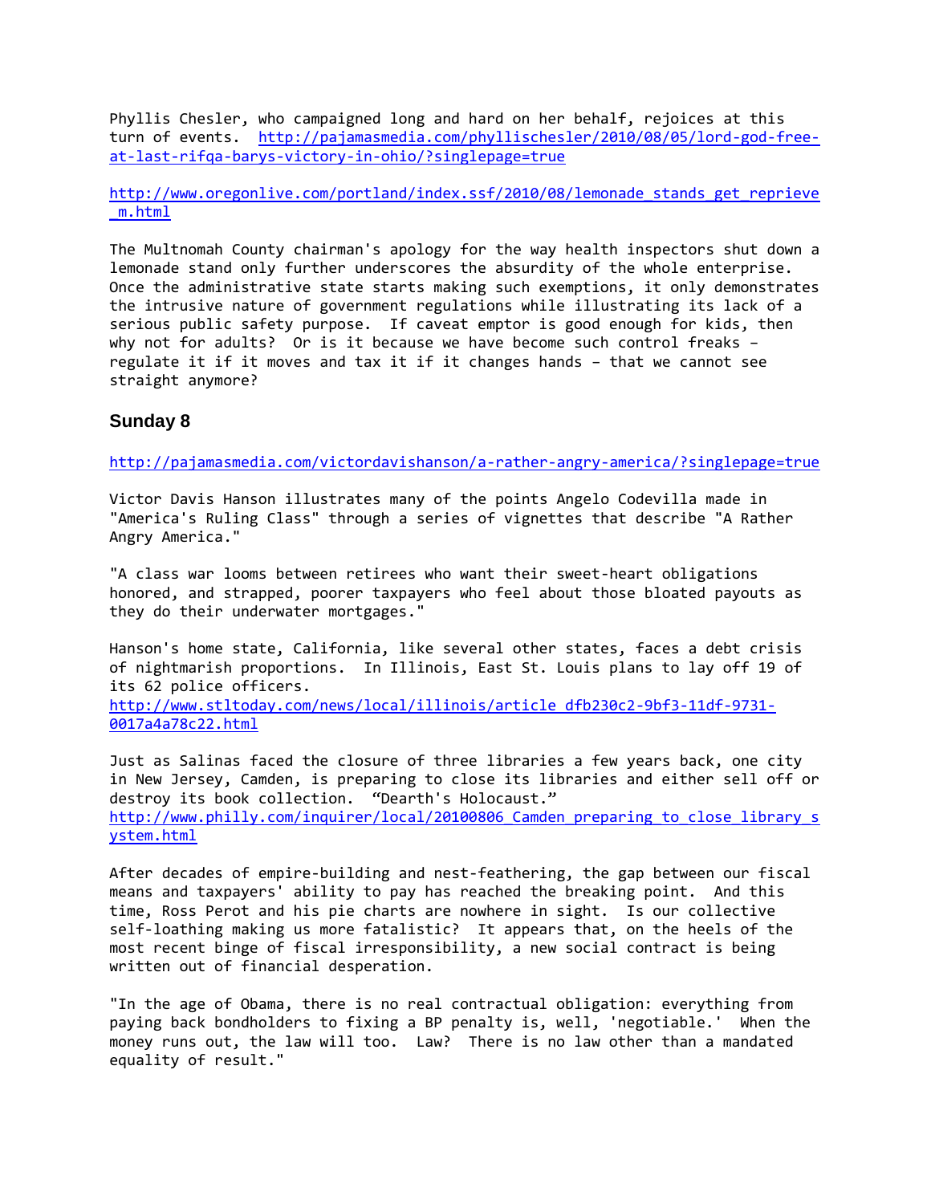Phyllis Chesler, who campaigned long and hard on her behalf, rejoices at this turn of events. http://pajamasmedia.com/phyllischesler/2010/08/05/lord-god-free-at-last-rifqa-barys-victory-in-ohio/?singlepage=true

http://www.oregonlive.com/portland/index.ssf/2010/08/lemonade_stands_get_reprieve_m.html

The Multnomah County chairman's apology for the way health inspectors shut down a lemonade stand only further underscores the absurdity of the whole enterprise. Once the administrative state starts making such exemptions, it only demonstrates the intrusive nature of government regulations while illustrating its lack of a serious public safety purpose. If caveat emptor is good enough for kids, then why not for adults? Or is it because we have become such control freaks – regulate it if it moves and tax it if it changes hands – that we cannot see straight anymore?

### Sunday 8

http://pajamasmedia.com/victordavishanson/a-rather-angry-america/?singlepage=true

Victor Davis Hanson illustrates many of the points Angelo Codevilla made in "America's Ruling Class" through a series of vignettes that describe "A Rather Angry America."

"A class war looms between retirees who want their sweet-heart obligations honored, and strapped, poorer taxpayers who feel about those bloated payouts as they do their underwater mortgages."

Hanson's home state, California, like several other states, faces a debt crisis of nightmarish proportions. In Illinois, East St. Louis plans to lay off 19 of its 62 police officers.
http://www.stltoday.com/news/local/illinois/article_dfb230c2-9bf3-11df-9731-0017a4a78c22.html

Just as Salinas faced the closure of three libraries a few years back, one city in New Jersey, Camden, is preparing to close its libraries and either sell off or destroy its book collection. "Dearth's Holocaust."
http://www.philly.com/inquirer/local/20100806_Camden_preparing_to_close_library_system.html

After decades of empire-building and nest-feathering, the gap between our fiscal means and taxpayers' ability to pay has reached the breaking point. And this time, Ross Perot and his pie charts are nowhere in sight. Is our collective self-loathing making us more fatalistic? It appears that, on the heels of the most recent binge of fiscal irresponsibility, a new social contract is being written out of financial desperation.

"In the age of Obama, there is no real contractual obligation: everything from paying back bondholders to fixing a BP penalty is, well, 'negotiable.' When the money runs out, the law will too. Law? There is no law other than a mandated equality of result."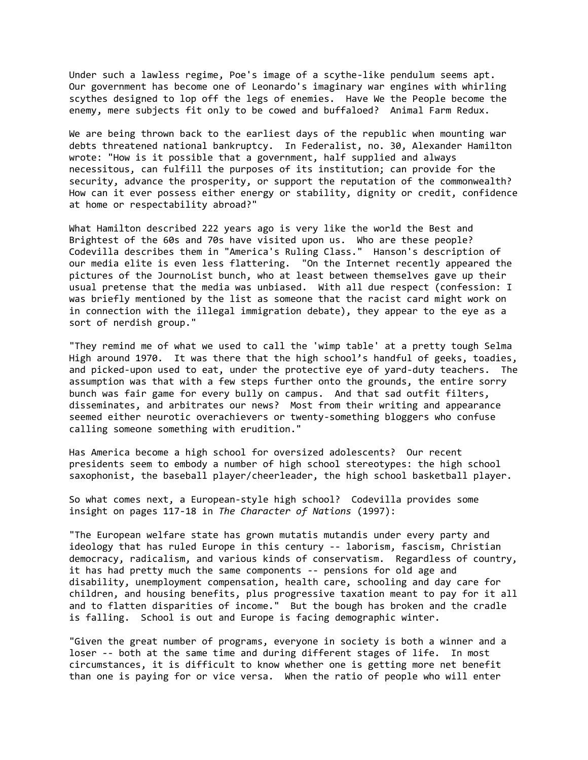Under such a lawless regime, Poe's image of a scythe-like pendulum seems apt. Our government has become one of Leonardo's imaginary war engines with whirling scythes designed to lop off the legs of enemies. Have We the People become the enemy, mere subjects fit only to be cowed and buffaloed? Animal Farm Redux.

We are being thrown back to the earliest days of the republic when mounting war debts threatened national bankruptcy. In Federalist, no. 30, Alexander Hamilton wrote: "How is it possible that a government, half supplied and always necessitous, can fulfill the purposes of its institution; can provide for the security, advance the prosperity, or support the reputation of the commonwealth? How can it ever possess either energy or stability, dignity or credit, confidence at home or respectability abroad?"

What Hamilton described 222 years ago is very like the world the Best and Brightest of the 60s and 70s have visited upon us. Who are these people? Codevilla describes them in "America's Ruling Class." Hanson's description of our media elite is even less flattering. "On the Internet recently appeared the pictures of the JournoList bunch, who at least between themselves gave up their usual pretense that the media was unbiased. With all due respect (confession: I was briefly mentioned by the list as someone that the racist card might work on in connection with the illegal immigration debate), they appear to the eye as a sort of nerdish group."

"They remind me of what we used to call the 'wimp table' at a pretty tough Selma High around 1970. It was there that the high school's handful of geeks, toadies, and picked-upon used to eat, under the protective eye of yard-duty teachers. The assumption was that with a few steps further onto the grounds, the entire sorry bunch was fair game for every bully on campus. And that sad outfit filters, disseminates, and arbitrates our news? Most from their writing and appearance seemed either neurotic overachievers or twenty-something bloggers who confuse calling someone something with erudition."

Has America become a high school for oversized adolescents? Our recent presidents seem to embody a number of high school stereotypes: the high school saxophonist, the baseball player/cheerleader, the high school basketball player.

So what comes next, a European-style high school? Codevilla provides some insight on pages 117-18 in *The Character of Nations* (1997):

"The European welfare state has grown mutatis mutandis under every party and ideology that has ruled Europe in this century -- laborism, fascism, Christian democracy, radicalism, and various kinds of conservatism. Regardless of country, it has had pretty much the same components -- pensions for old age and disability, unemployment compensation, health care, schooling and day care for children, and housing benefits, plus progressive taxation meant to pay for it all and to flatten disparities of income." But the bough has broken and the cradle is falling. School is out and Europe is facing demographic winter.

"Given the great number of programs, everyone in society is both a winner and a loser -- both at the same time and during different stages of life. In most circumstances, it is difficult to know whether one is getting more net benefit than one is paying for or vice versa. When the ratio of people who will enter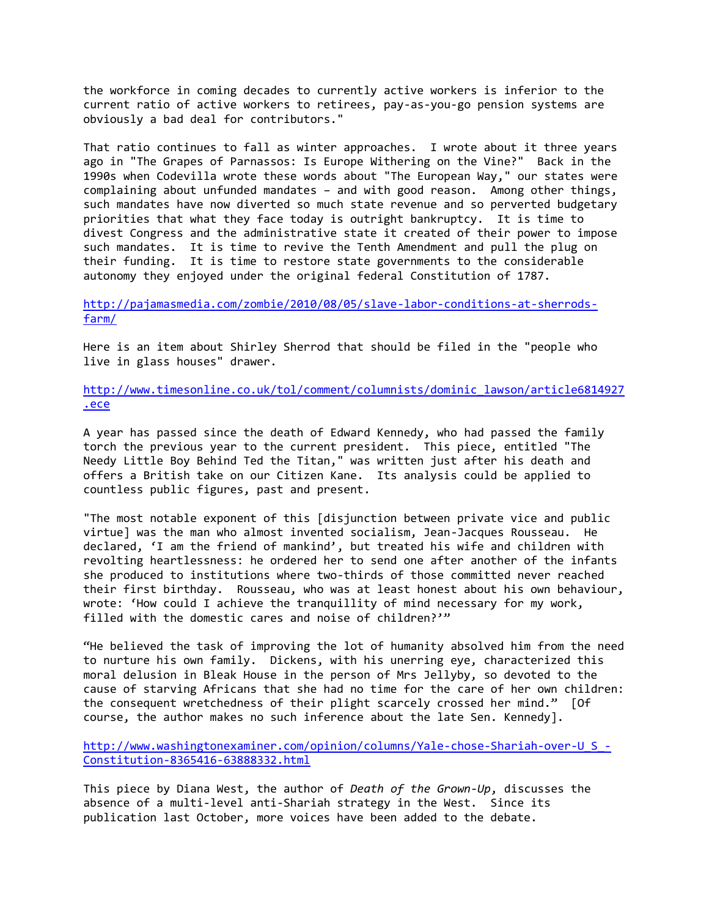the workforce in coming decades to currently active workers is inferior to the current ratio of active workers to retirees, pay-as-you-go pension systems are obviously a bad deal for contributors."

That ratio continues to fall as winter approaches. I wrote about it three years ago in "The Grapes of Parnassos: Is Europe Withering on the Vine?" Back in the 1990s when Codevilla wrote these words about "The European Way," our states were complaining about unfunded mandates – and with good reason. Among other things, such mandates have now diverted so much state revenue and so perverted budgetary priorities that what they face today is outright bankruptcy. It is time to divest Congress and the administrative state it created of their power to impose such mandates. It is time to revive the Tenth Amendment and pull the plug on their funding. It is time to restore state governments to the considerable autonomy they enjoyed under the original federal Constitution of 1787.

http://pajamasmedia.com/zombie/2010/08/05/slave-labor-conditions-at-sherrods-farm/

Here is an item about Shirley Sherrod that should be filed in the "people who live in glass houses" drawer.

http://www.timesonline.co.uk/tol/comment/columnists/dominic_lawson/article6814927.ece

A year has passed since the death of Edward Kennedy, who had passed the family torch the previous year to the current president. This piece, entitled "The Needy Little Boy Behind Ted the Titan," was written just after his death and offers a British take on our Citizen Kane. Its analysis could be applied to countless public figures, past and present.

"The most notable exponent of this [disjunction between private vice and public virtue] was the man who almost invented socialism, Jean-Jacques Rousseau. He declared, 'I am the friend of mankind', but treated his wife and children with revolting heartlessness: he ordered her to send one after another of the infants she produced to institutions where two-thirds of those committed never reached their first birthday. Rousseau, who was at least honest about his own behaviour, wrote: 'How could I achieve the tranquillity of mind necessary for my work, filled with the domestic cares and noise of children?'"

"He believed the task of improving the lot of humanity absolved him from the need to nurture his own family. Dickens, with his unerring eye, characterized this moral delusion in Bleak House in the person of Mrs Jellyby, so devoted to the cause of starving Africans that she had no time for the care of her own children: the consequent wretchedness of their plight scarcely crossed her mind." [Of course, the author makes no such inference about the late Sen. Kennedy].

http://www.washingtonexaminer.com/opinion/columns/Yale-chose-Shariah-over-U_S_-Constitution-8365416-63888332.html

This piece by Diana West, the author of *Death of the Grown-Up*, discusses the absence of a multi-level anti-Shariah strategy in the West. Since its publication last October, more voices have been added to the debate.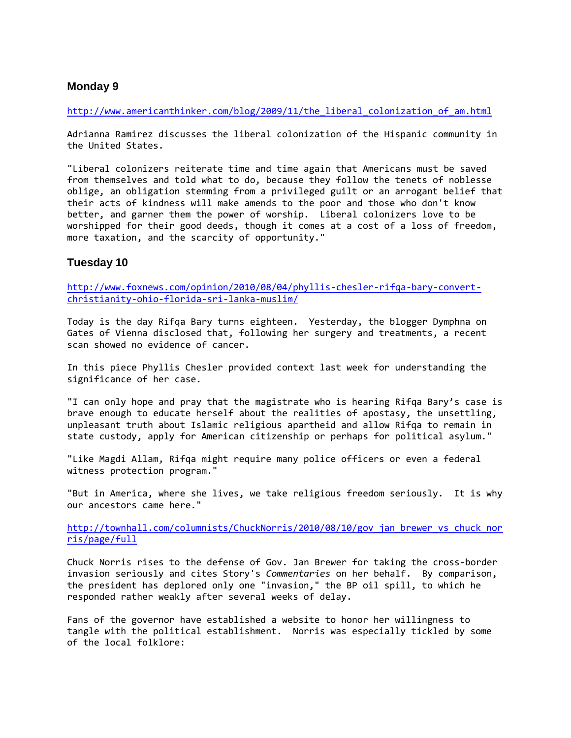### Monday 9

http://www.americanthinker.com/blog/2009/11/the_liberal_colonization_of_am.html

Adrianna Ramirez discusses the liberal colonization of the Hispanic community in the United States.

"Liberal colonizers reiterate time and time again that Americans must be saved from themselves and told what to do, because they follow the tenets of noblesse oblige, an obligation stemming from a privileged guilt or an arrogant belief that their acts of kindness will make amends to the poor and those who don't know better, and garner them the power of worship. Liberal colonizers love to be worshipped for their good deeds, though it comes at a cost of a loss of freedom, more taxation, and the scarcity of opportunity."

### Tuesday 10

http://www.foxnews.com/opinion/2010/08/04/phyllis-chesler-rifqa-bary-convert-christianity-ohio-florida-sri-lanka-muslim/

Today is the day Rifqa Bary turns eighteen. Yesterday, the blogger Dymphna on Gates of Vienna disclosed that, following her surgery and treatments, a recent scan showed no evidence of cancer.

In this piece Phyllis Chesler provided context last week for understanding the significance of her case.

"I can only hope and pray that the magistrate who is hearing Rifqa Bary's case is brave enough to educate herself about the realities of apostasy, the unsettling, unpleasant truth about Islamic religious apartheid and allow Rifqa to remain in state custody, apply for American citizenship or perhaps for political asylum."

"Like Magdi Allam, Rifqa might require many police officers or even a federal witness protection program."

"But in America, where she lives, we take religious freedom seriously. It is why our ancestors came here."

http://townhall.com/columnists/ChuckNorris/2010/08/10/gov_jan_brewer_vs_chuck_norris/page/full

Chuck Norris rises to the defense of Gov. Jan Brewer for taking the cross-border invasion seriously and cites Story's *Commentaries* on her behalf. By comparison, the president has deplored only one "invasion," the BP oil spill, to which he responded rather weakly after several weeks of delay.

Fans of the governor have established a website to honor her willingness to tangle with the political establishment. Norris was especially tickled by some of the local folklore: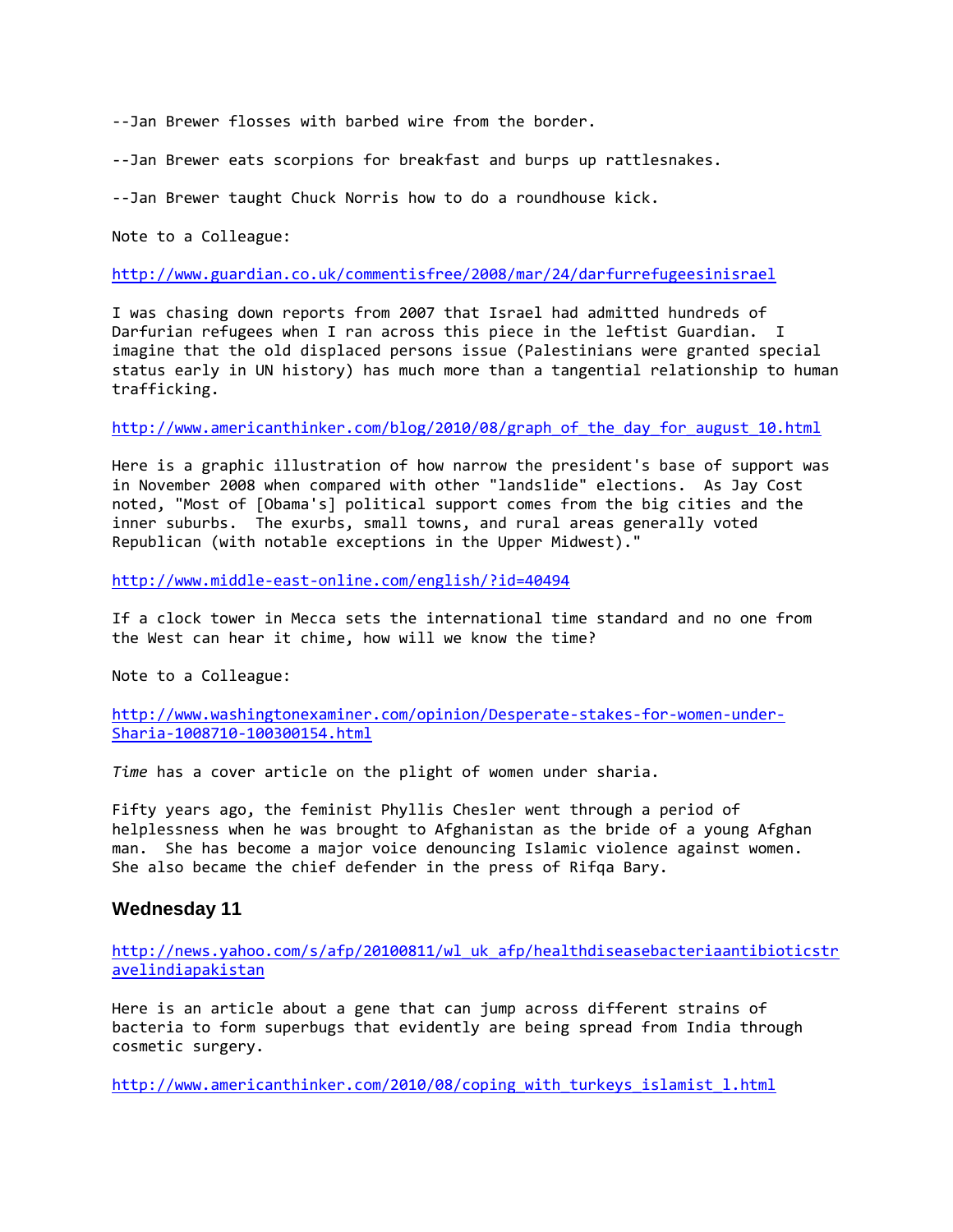--Jan Brewer flosses with barbed wire from the border.

--Jan Brewer eats scorpions for breakfast and burps up rattlesnakes.

--Jan Brewer taught Chuck Norris how to do a roundhouse kick.

Note to a Colleague:

http://www.guardian.co.uk/commentisfree/2008/mar/24/darfurrefugeesinisrael

I was chasing down reports from 2007 that Israel had admitted hundreds of Darfurian refugees when I ran across this piece in the leftist Guardian. I imagine that the old displaced persons issue (Palestinians were granted special status early in UN history) has much more than a tangential relationship to human trafficking.

http://www.americanthinker.com/blog/2010/08/graph_of_the_day_for_august_10.html

Here is a graphic illustration of how narrow the president's base of support was in November 2008 when compared with other "landslide" elections. As Jay Cost noted, "Most of [Obama's] political support comes from the big cities and the inner suburbs. The exurbs, small towns, and rural areas generally voted Republican (with notable exceptions in the Upper Midwest)."

http://www.middle-east-online.com/english/?id=40494

If a clock tower in Mecca sets the international time standard and no one from the West can hear it chime, how will we know the time?

Note to a Colleague:

http://www.washingtonexaminer.com/opinion/Desperate-stakes-for-women-under-Sharia-1008710-100300154.html

*Time* has a cover article on the plight of women under sharia.

Fifty years ago, the feminist Phyllis Chesler went through a period of helplessness when he was brought to Afghanistan as the bride of a young Afghan man. She has become a major voice denouncing Islamic violence against women. She also became the chief defender in the press of Rifqa Bary.

### Wednesday 11

http://news.yahoo.com/s/afp/20100811/wl_uk_afp/healthdiseasebacteriaantibioticstravelindiapakistan

Here is an article about a gene that can jump across different strains of bacteria to form superbugs that evidently are being spread from India through cosmetic surgery.

http://www.americanthinker.com/2010/08/coping_with_turkeys_islamist_l.html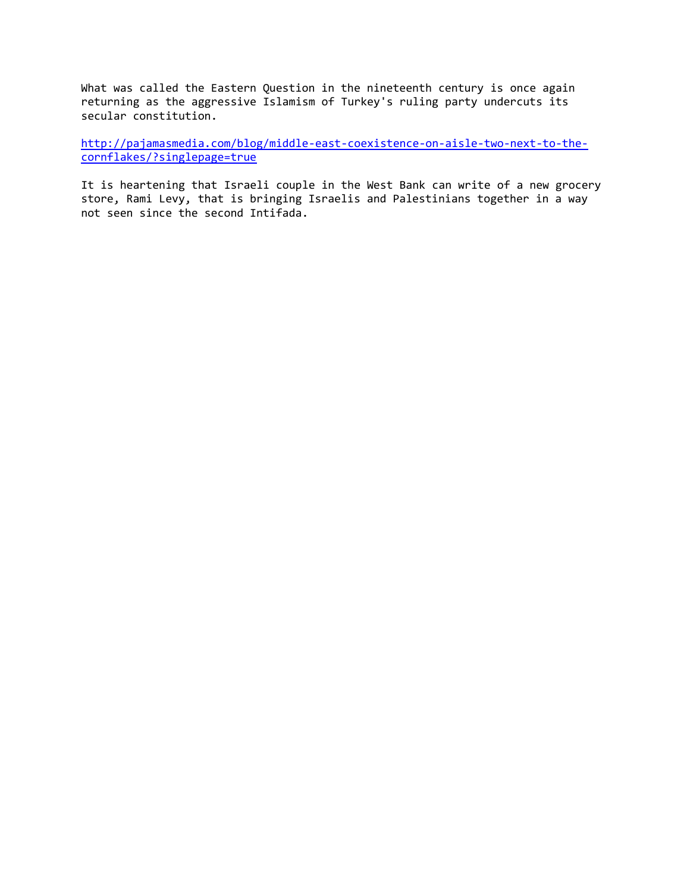What was called the Eastern Question in the nineteenth century is once again returning as the aggressive Islamism of Turkey's ruling party undercuts its secular constitution.

http://pajamasmedia.com/blog/middle-east-coexistence-on-aisle-two-next-to-the-cornflakes/?singlepage=true

It is heartening that Israeli couple in the West Bank can write of a new grocery store, Rami Levy, that is bringing Israelis and Palestinians together in a way not seen since the second Intifada.